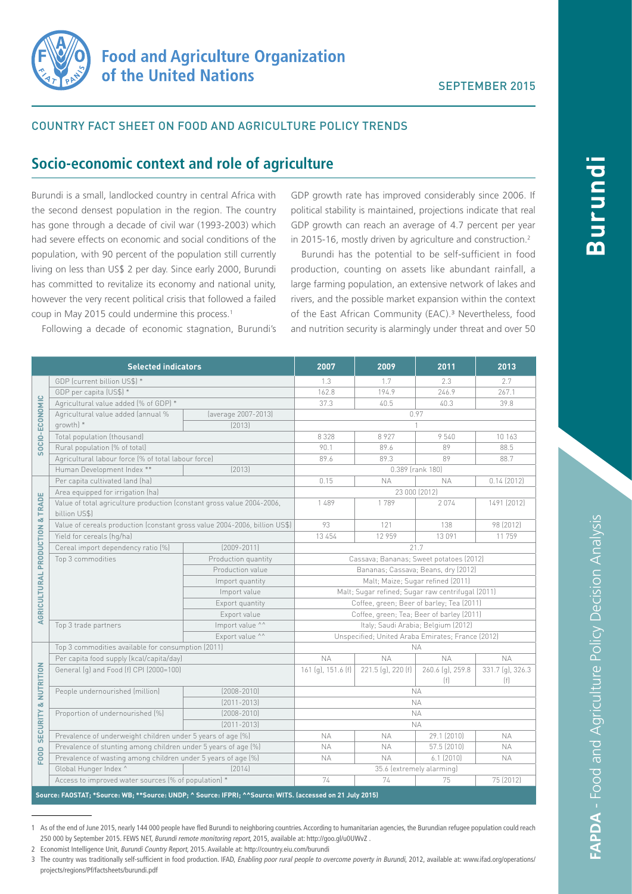# Food and Agriculture Organization of the United Nations

SEPTEMBER 2015

COUNTRY FACT SHEET ON FOOD AND AGRICULTURE POLICY TRENDS

## Socio-economic context and role of agriculture

Burundi is a small, landlocked country in central Africa with the second densest population in the region. The country has gone through a decade of civil war (1993-2003) which had severe effects on economic and social conditions of the population, with 90 percent of the population still currently living on less than US$ 2 per day. Since early 2000, Burundi has committed to revitalize its economy and national unity, however the very recent political crisis that followed a failed coup in May 2015 could undermine this process.[1]

Following a decade of economic stagnation, Burundi's GDP growth rate has improved considerably since 2006. If political stability is maintained, projections indicate that real GDP growth can reach an average of 4.7 percent per year in 2015-16, mostly driven by agriculture and construction.[2]

Burundi has the potential to be self-sufficient in food production, counting on assets like abundant rainfall, a large farming population, an extensive network of lakes and rivers, and the possible market expansion within the context of the East African Community (EAC).[3] Nevertheless, food and nutrition security is alarmingly under threat and over 50

| | Selected indicators | | 2007 | 2009 | 2011 | 2013 |
|---|---|---|---|---|---|---|
| SOCIO-ECONOMIC | GDP (current billion US$) * | | 1.3 | 1.7 | 2.3 | 2.7 |
| | GDP per capita (US$) * | | 162.8 | 194.9 | 246.9 | 267.1 |
| | Agricultural value added (% of GDP) * | | 37.3 | 40.5 | 40.3 | 39.8 |
| | Agricultural value added (annual % growth) * | (average 2007-2013) | 0.97 | | | |
| | | (2013) | 1 | | | |
| | Total population (thousand) | | 8 328 | 8 927 | 9 540 | 10 163 |
| | Rural population (% of total) | | 90.1 | 89.6 | 89 | 88.5 |
| | Agricultural labour force (% of total labour force) | | 89.6 | 89.3 | 89 | 88.7 |
| | Human Development Index ** | (2013) | 0.389 (rank 180) | | | |
| AGRICULTURAL PRODUCTION & TRADE | Per capita cultivated land (ha) | | 0.15 | NA | NA | 0.14 (2012) |
| | Area equipped for irrigation (ha) | | 23 000 (2012) | | | |
| | Value of total agriculture production (constant gross value 2004-2006, billion US$) | | 1 489 | 1 789 | 2 074 | 1491 (2012) |
| | Value of cereals production (constant gross value 2004-2006, billion US$) | | 93 | 121 | 138 | 98 (2012) |
| | Yield for cereals (hg/ha) | | 13 454 | 12 959 | 13 091 | 11 759 |
| | Cereal import dependency ratio (%) | (2009-2011) | 21.7 | | | |
| | Top 3 commodities | Production quantity | Cassava; Bananas; Sweet potatoes (2012) | | | |
| | | Production value | Bananas; Cassava; Beans, dry (2012) | | | |
| | | Import quantity | Malt; Maize; Sugar refined (2011) | | | |
| | | Import value | Malt; Sugar refined; Sugar raw centrifugal (2011) | | | |
| | | Export quantity | Coffee, green; Beer of barley; Tea (2011) | | | |
| | | Export value | Coffee, green; Tea; Beer of barley (2011) | | | |
| | Top 3 trade partners | Import value ^^ | Italy; Saudi Arabia; Belgium (2012) | | | |
| | | Export value ^^ | Unspecified; United Araba Emirates; France (2012) | | | |
| FOOD SECURITY & NUTRITION | Top 3 commodities available for consumption (2011) | | NA | | | |
| | Per capita food supply (kcal/capita/day) | | NA | NA | NA | NA |
| | General (g) and Food (f) CPI (2000=100) | | 161 (g), 151.6 (f) | 221.5 (g), 220 (f) | 260.6 (g), 259.8 (f) | 331.7 (g), 326.3 (f) |
| | People undernourished (million) | (2008-2010) | NA | | | |
| | | (2011-2013) | NA | | | |
| | Proportion of undernourished (%) | (2008-2010) | NA | | | |
| | | (2011-2013) | NA | | | |
| | Prevalence of underweight children under 5 years of age (%) | | NA | NA | 29.1 (2010) | NA |
| | Prevalence of stunting among children under 5 years of age (%) | | NA | NA | 57.5 (2010) | NA |
| | Prevalence of wasting among children under 5 years of age (%) | | NA | NA | 6.1 (2010) | NA |
| | Global Hunger Index ^ | (2014) | 35.6 (extremely alarming) | | | |
| | Access to improved water sources (% of population) * | | 74 | 74 | 75 | 75 (2012) |

**Source: FAOSTAT; *Source: WB; **Source: UNDP; ^ Source: IFPRI; ^^Source: WITS. (accessed on 21 July 2015)**

---

1 As of the end of June 2015, nearly 144 000 people have fled Burundi to neighboring countries. According to humanitarian agencies, the Burundian refugee population could reach 250 000 by September 2015. FEWS NET, *Burundi remote monitoring report*, 2015, available at: http://goo.gl/u0UWvZ .

2 Economist Intelligence Unit, *Burundi Country Report*, 2015. Available at: http://country.eiu.com/burundi

3 The country was traditionally self-sufficient in food production. IFAD, *Enabling poor rural people to overcome poverty in Burundi*, 2012, available at: www.ifad.org/operations/projects/regions/Pf/factsheets/burundi.pdf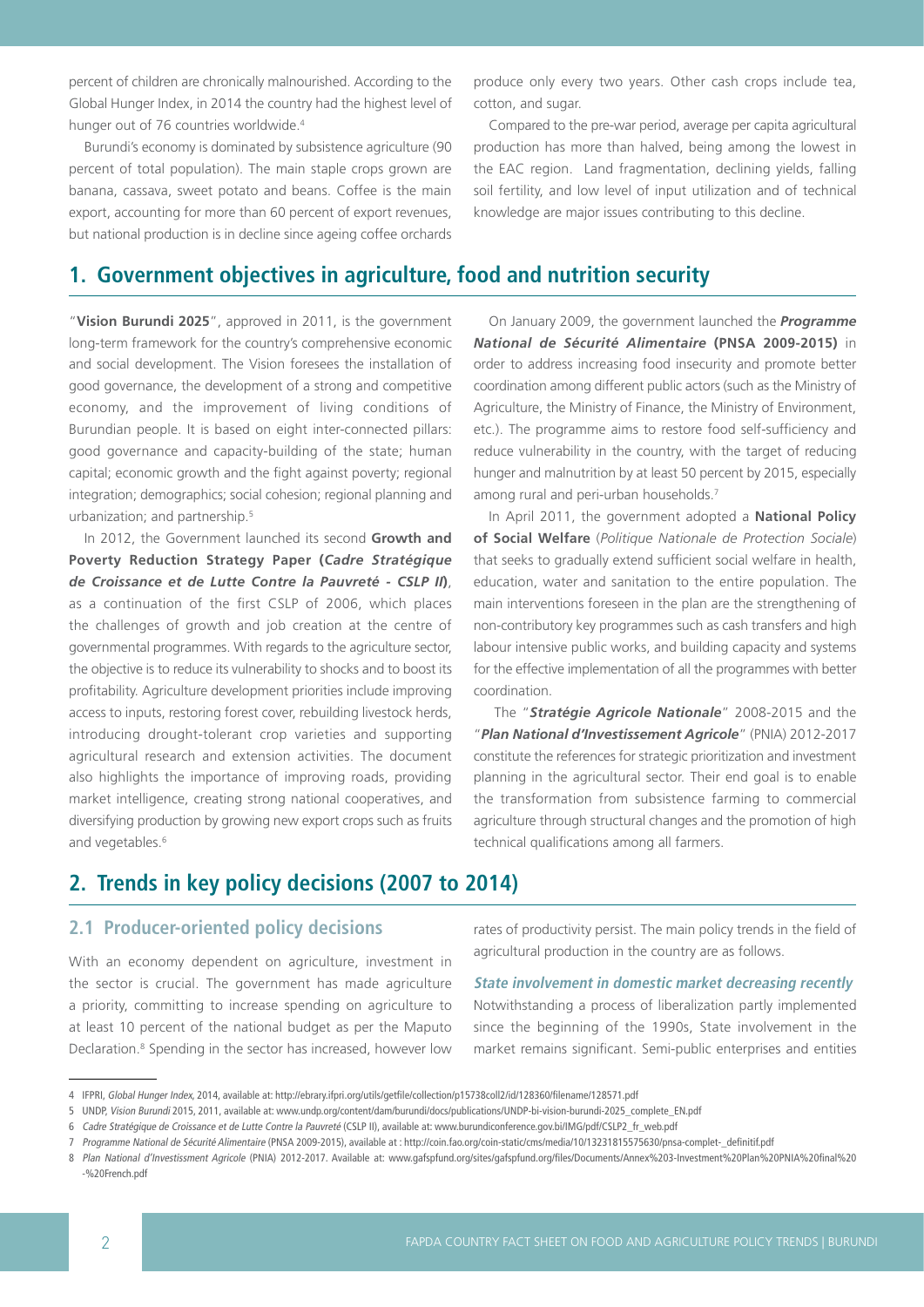percent of children are chronically malnourished. According to the Global Hunger Index, in 2014 the country had the highest level of hunger out of 76 countries worldwide.[4]

Burundi's economy is dominated by subsistence agriculture (90 percent of total population). The main staple crops grown are banana, cassava, sweet potato and beans. Coffee is the main export, accounting for more than 60 percent of export revenues, but national production is in decline since ageing coffee orchards produce only every two years. Other cash crops include tea, cotton, and sugar.

Compared to the pre-war period, average per capita agricultural production has more than halved, being among the lowest in the EAC region. Land fragmentation, declining yields, falling soil fertility, and low level of input utilization and of technical knowledge are major issues contributing to this decline.

## 1. Government objectives in agriculture, food and nutrition security

"**Vision Burundi 2025**", approved in 2011, is the government long-term framework for the country's comprehensive economic and social development. The Vision foresees the installation of good governance, the development of a strong and competitive economy, and the improvement of living conditions of Burundian people. It is based on eight inter-connected pillars: good governance and capacity-building of the state; human capital; economic growth and the fight against poverty; regional integration; demographics; social cohesion; regional planning and urbanization; and partnership.[5]

In 2012, the Government launched its second **Growth and Poverty Reduction Strategy Paper (*Cadre Stratégique de Croissance et de Lutte Contre la Pauvreté - CSLP II*)**, as a continuation of the first CSLP of 2006, which places the challenges of growth and job creation at the centre of governmental programmes. With regards to the agriculture sector, the objective is to reduce its vulnerability to shocks and to boost its profitability. Agriculture development priorities include improving access to inputs, restoring forest cover, rebuilding livestock herds, introducing drought-tolerant crop varieties and supporting agricultural research and extension activities. The document also highlights the importance of improving roads, providing market intelligence, creating strong national cooperatives, and diversifying production by growing new export crops such as fruits and vegetables.[6]

On January 2009, the government launched the ***Programme National de Sécurité Alimentaire* (PNSA 2009-2015)** in order to address increasing food insecurity and promote better coordination among different public actors (such as the Ministry of Agriculture, the Ministry of Finance, the Ministry of Environment, etc.). The programme aims to restore food self-sufficiency and reduce vulnerability in the country, with the target of reducing hunger and malnutrition by at least 50 percent by 2015, especially among rural and peri-urban households.[7]

In April 2011, the government adopted a **National Policy of Social Welfare** (*Politique Nationale de Protection Sociale*) that seeks to gradually extend sufficient social welfare in health, education, water and sanitation to the entire population. The main interventions foreseen in the plan are the strengthening of non-contributory key programmes such as cash transfers and high labour intensive public works, and building capacity and systems for the effective implementation of all the programmes with better coordination.

The "***Stratégie Agricole Nationale***" 2008-2015 and the "***Plan National d'Investissement Agricole***" (PNIA) 2012-2017 constitute the references for strategic prioritization and investment planning in the agricultural sector. Their end goal is to enable the transformation from subsistence farming to commercial agriculture through structural changes and the promotion of high technical qualifications among all farmers.

## 2. Trends in key policy decisions (2007 to 2014)

### 2.1 Producer-oriented policy decisions

With an economy dependent on agriculture, investment in the sector is crucial. The government has made agriculture a priority, committing to increase spending on agriculture to at least 10 percent of the national budget as per the Maputo Declaration.[8] Spending in the sector has increased, however low rates of productivity persist. The main policy trends in the field of agricultural production in the country are as follows.

***State involvement in domestic market decreasing recently***

Notwithstanding a process of liberalization partly implemented since the beginning of the 1990s, State involvement in the market remains significant. Semi-public enterprises and entities

---

4 IFPRI, *Global Hunger Index*, 2014, available at: http://ebrary.ifpri.org/utils/getfile/collection/p15738coll2/id/128360/filename/128571.pdf

5 UNDP, *Vision Burundi* 2015, 2011, available at: www.undp.org/content/dam/burundi/docs/publications/UNDP-bi-vision-burundi-2025_complete_EN.pdf

6 *Cadre Stratégique de Croissance et de Lutte Contre la Pauvreté* (CSLP II), available at: www.burundiconference.gov.bi/IMG/pdf/CSLP2_fr_web.pdf

7 *Programme National de Sécurité Alimentaire* (PNSA 2009-2015), available at : http://coin.fao.org/coin-static/cms/media/10/13231815575630/pnsa-complet-_definitif.pdf

8 *Plan National d'Investissement Agricole* (PNIA) 2012-2017. Available at: www.gafspfund.org/sites/gafspfund.org/files/Documents/Annex%203-Investment%20Plan%20PNIA%20final%20-%20French.pdf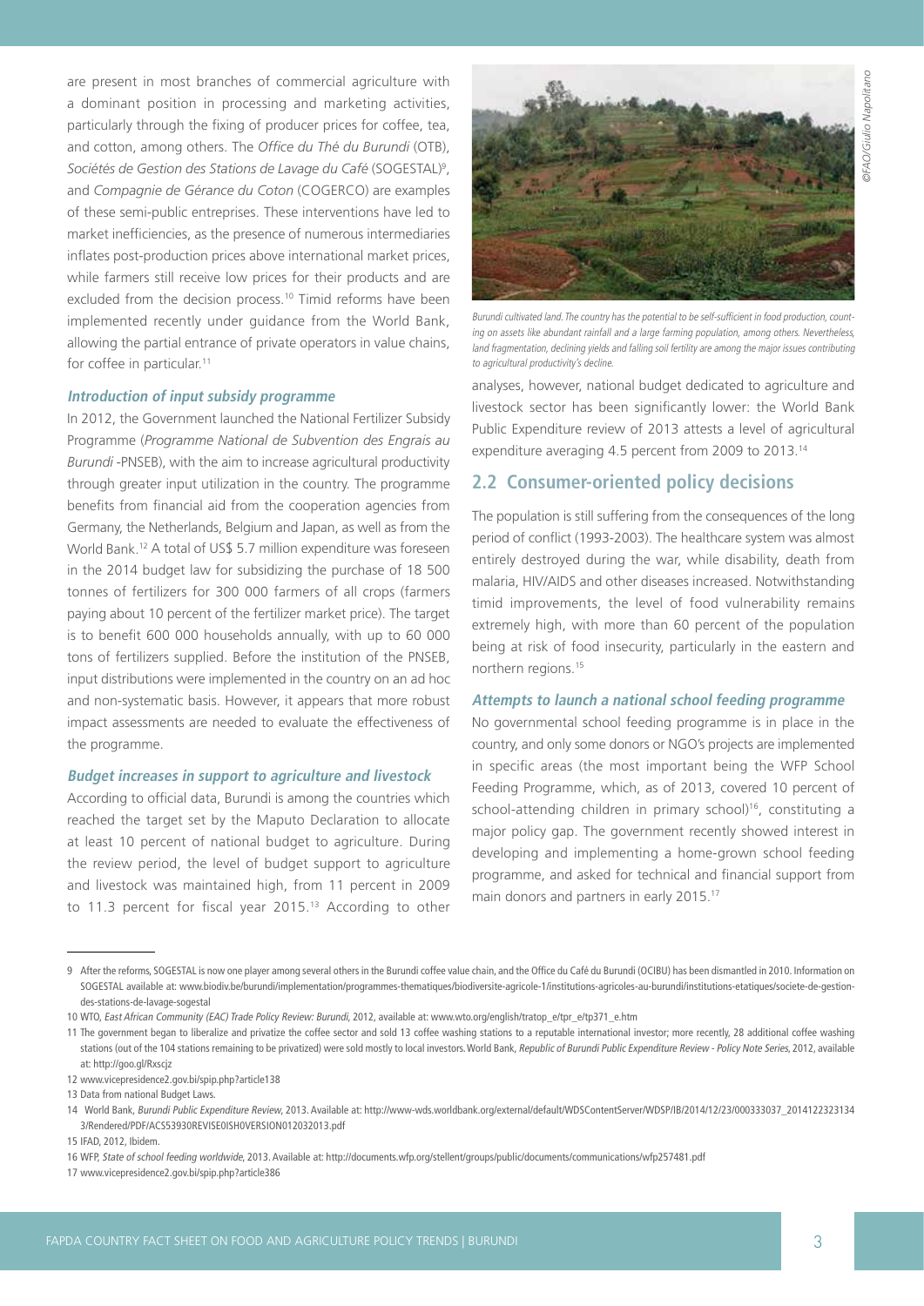are present in most branches of commercial agriculture with a dominant position in processing and marketing activities, particularly through the fixing of producer prices for coffee, tea, and cotton, among others. The *Office du Thé du Burundi* (OTB), *Sociétés de Gestion des Stations de Lavage du Café* (SOGESTAL)[9], and *Compagnie de Gérance du Coton* (COGERCO) are examples of these semi-public entreprises. These interventions have led to market inefficiencies, as the presence of numerous intermediaries inflates post-production prices above international market prices, while farmers still receive low prices for their products and are excluded from the decision process.[10] Timid reforms have been implemented recently under guidance from the World Bank, allowing the partial entrance of private operators in value chains, for coffee in particular.[11]

### Introduction of input subsidy programme

In 2012, the Government launched the National Fertilizer Subsidy Programme (*Programme National de Subvention des Engrais au Burundi* -PNSEB), with the aim to increase agricultural productivity through greater input utilization in the country. The programme benefits from financial aid from the cooperation agencies from Germany, the Netherlands, Belgium and Japan, as well as from the World Bank.[12] A total of US$ 5.7 million expenditure was foreseen in the 2014 budget law for subsidizing the purchase of 18 500 tonnes of fertilizers for 300 000 farmers of all crops (farmers paying about 10 percent of the fertilizer market price). The target is to benefit 600 000 households annually, with up to 60 000 tons of fertilizers supplied. Before the institution of the PNSEB, input distributions were implemented in the country on an ad hoc and non-systematic basis. However, it appears that more robust impact assessments are needed to evaluate the effectiveness of the programme.

### Budget increases in support to agriculture and livestock

According to official data, Burundi is among the countries which reached the target set by the Maputo Declaration to allocate at least 10 percent of national budget to agriculture. During the review period, the level of budget support to agriculture and livestock was maintained high, from 11 percent in 2009 to 11.3 percent for fiscal year 2015.[13] According to other analyses, however, national budget dedicated to agriculture and livestock sector has been significantly lower: the World Bank Public Expenditure review of 2013 attests a level of agricultural expenditure averaging 4.5 percent from 2009 to 2013.[14]

©FAO/Giulio Napolitano

*Burundi cultivated land. The country has the potential to be self-sufficient in food production, counting on assets like abundant rainfall and a large farming population, among others. Nevertheless, land fragmentation, declining yields and falling soil fertility are among the major issues contributing to agricultural productivity's decline.*

## 2.2 Consumer-oriented policy decisions

The population is still suffering from the consequences of the long period of conflict (1993-2003). The healthcare system was almost entirely destroyed during the war, while disability, death from malaria, HIV/AIDS and other diseases increased. Notwithstanding timid improvements, the level of food vulnerability remains extremely high, with more than 60 percent of the population being at risk of food insecurity, particularly in the eastern and northern regions.[15]

### Attempts to launch a national school feeding programme

No governmental school feeding programme is in place in the country, and only some donors or NGO's projects are implemented in specific areas (the most important being the WFP School Feeding Programme, which, as of 2013, covered 10 percent of school-attending children in primary school)[16], constituting a major policy gap. The government recently showed interest in developing and implementing a home-grown school feeding programme, and asked for technical and financial support from main donors and partners in early 2015.[17]

---

9 After the reforms, SOGESTAL is now one player among several others in the Burundi coffee value chain, and the Office du Café du Burundi (OCIBU) has been dismantled in 2010. Information on SOGESTAL available at: www.biodiv.be/burundi/implementation/programmes-thematiques/biodiversite-agricole-1/institutions-agricoles-au-burundi/institutions-etatiques/societe-de-gestion-des-stations-de-lavage-sogestal

10 WTO, *East African Community (EAC) Trade Policy Review: Burundi*, 2012, available at: www.wto.org/english/tratop_e/tpr_e/tp371_e.htm

11 The government began to liberalize and privatize the coffee sector and sold 13 coffee washing stations to a reputable international investor; more recently, 28 additional coffee washing stations (out of the 104 stations remaining to be privatized) were sold mostly to local investors. World Bank, *Republic of Burundi Public Expenditure Review - Policy Note Series*, 2012, available at: http://goo.gl/Rxscjz

12 www.vicepresidence2.gov.bi/spip.php?article138

13 Data from national Budget Laws.

14 World Bank, *Burundi Public Expenditure Review*, 2013. Available at: http://www-wds.worldbank.org/external/default/WDSContentServer/WDSP/IB/2014/12/23/000333037_20141223231343/Rendered/PDF/ACS53930REVISE0ISH0VERSION012032013.pdf

15 IFAD, 2012, Ibidem.

16 WFP, *State of school feeding worldwide*, 2013. Available at: http://documents.wfp.org/stellent/groups/public/documents/communications/wfp257481.pdf

17 www.vicepresidence2.gov.bi/spip.php?article386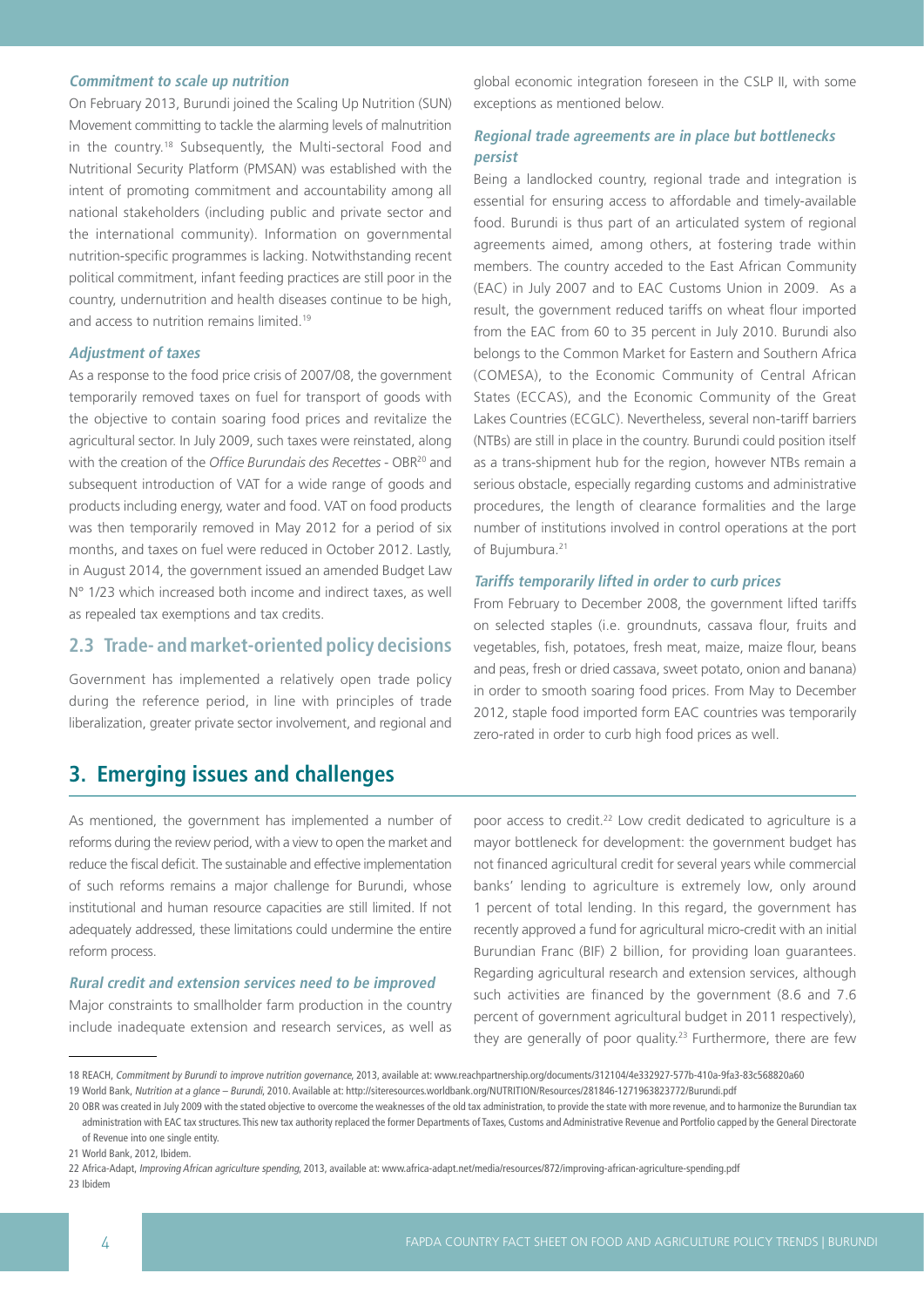### *Commitment to scale up nutrition*

On February 2013, Burundi joined the Scaling Up Nutrition (SUN) Movement committing to tackle the alarming levels of malnutrition in the country.[18] Subsequently, the Multi-sectoral Food and Nutritional Security Platform (PMSAN) was established with the intent of promoting commitment and accountability among all national stakeholders (including public and private sector and the international community). Information on governmental nutrition-specific programmes is lacking. Notwithstanding recent political commitment, infant feeding practices are still poor in the country, undernutrition and health diseases continue to be high, and access to nutrition remains limited.[19]

### *Adjustment of taxes*

As a response to the food price crisis of 2007/08, the government temporarily removed taxes on fuel for transport of goods with the objective to contain soaring food prices and revitalize the agricultural sector. In July 2009, such taxes were reinstated, along with the creation of the *Office Burundais des Recettes* - OBR[20] and subsequent introduction of VAT for a wide range of goods and products including energy, water and food. VAT on food products was then temporarily removed in May 2012 for a period of six months, and taxes on fuel were reduced in October 2012. Lastly, in August 2014, the government issued an amended Budget Law N° 1/23 which increased both income and indirect taxes, as well as repealed tax exemptions and tax credits.

## 2.3 Trade- and market-oriented policy decisions

Government has implemented a relatively open trade policy during the reference period, in line with principles of trade liberalization, greater private sector involvement, and regional and global economic integration foreseen in the CSLP II, with some exceptions as mentioned below.

### *Regional trade agreements are in place but bottlenecks persist*

Being a landlocked country, regional trade and integration is essential for ensuring access to affordable and timely-available food. Burundi is thus part of an articulated system of regional agreements aimed, among others, at fostering trade within members. The country acceded to the East African Community (EAC) in July 2007 and to EAC Customs Union in 2009. As a result, the government reduced tariffs on wheat flour imported from the EAC from 60 to 35 percent in July 2010. Burundi also belongs to the Common Market for Eastern and Southern Africa (COMESA), to the Economic Community of Central African States (ECCAS), and the Economic Community of the Great Lakes Countries (ECGLC). Nevertheless, several non-tariff barriers (NTBs) are still in place in the country. Burundi could position itself as a trans-shipment hub for the region, however NTBs remain a serious obstacle, especially regarding customs and administrative procedures, the length of clearance formalities and the large number of institutions involved in control operations at the port of Bujumbura.[21]

### *Tariffs temporarily lifted in order to curb prices*

From February to December 2008, the government lifted tariffs on selected staples (i.e. groundnuts, cassava flour, fruits and vegetables, fish, potatoes, fresh meat, maize, maize flour, beans and peas, fresh or dried cassava, sweet potato, onion and banana) in order to smooth soaring food prices. From May to December 2012, staple food imported form EAC countries was temporarily zero-rated in order to curb high food prices as well.

# 3. Emerging issues and challenges

As mentioned, the government has implemented a number of reforms during the review period, with a view to open the market and reduce the fiscal deficit. The sustainable and effective implementation of such reforms remains a major challenge for Burundi, whose institutional and human resource capacities are still limited. If not adequately addressed, these limitations could undermine the entire reform process.

### *Rural credit and extension services need to be improved*

Major constraints to smallholder farm production in the country include inadequate extension and research services, as well as poor access to credit.[22] Low credit dedicated to agriculture is a mayor bottleneck for development: the government budget has not financed agricultural credit for several years while commercial banks' lending to agriculture is extremely low, only around 1 percent of total lending. In this regard, the government has recently approved a fund for agricultural micro-credit with an initial Burundian Franc (BIF) 2 billion, for providing loan guarantees. Regarding agricultural research and extension services, although such activities are financed by the government (8.6 and 7.6 percent of government agricultural budget in 2011 respectively), they are generally of poor quality.[23] Furthermore, there are few

---

18 REACH, *Commitment by Burundi to improve nutrition governance*, 2013, available at: www.reachpartnership.org/documents/312104/4e332927-577b-410a-9fa3-83c568820a60

19 World Bank, *Nutrition at a glance – Burundi*, 2010. Available at: http://siteresources.worldbank.org/NUTRITION/Resources/281846-1271963823772/Burundi.pdf

20 OBR was created in July 2009 with the stated objective to overcome the weaknesses of the old tax administration, to provide the state with more revenue, and to harmonize the Burundian tax administration with EAC tax structures. This new tax authority replaced the former Departments of Taxes, Customs and Administrative Revenue and Portfolio capped by the General Directorate of Revenue into one single entity.

21 World Bank, 2012, Ibidem.

22 Africa-Adapt, *Improving African agriculture spending*, 2013, available at: www.africa-adapt.net/media/resources/872/improving-african-agriculture-spending.pdf

23 Ibidem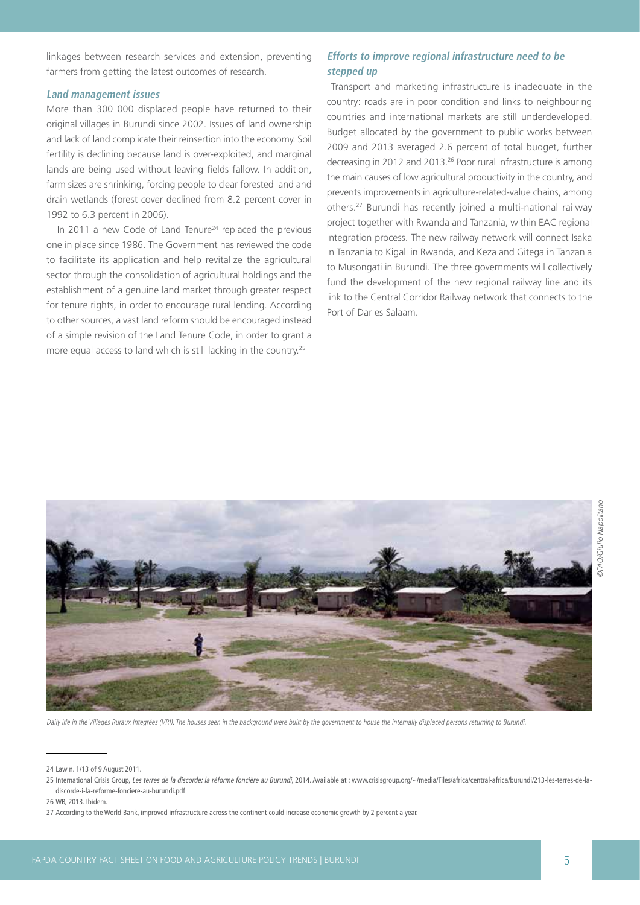linkages between research services and extension, preventing farmers from getting the latest outcomes of research.

### *Land management issues*

More than 300 000 displaced people have returned to their original villages in Burundi since 2002. Issues of land ownership and lack of land complicate their reinsertion into the economy. Soil fertility is declining because land is over-exploited, and marginal lands are being used without leaving fields fallow. In addition, farm sizes are shrinking, forcing people to clear forested land and drain wetlands (forest cover declined from 8.2 percent cover in 1992 to 6.3 percent in 2006).

In 2011 a new Code of Land Tenure[24] replaced the previous one in place since 1986. The Government has reviewed the code to facilitate its application and help revitalize the agricultural sector through the consolidation of agricultural holdings and the establishment of a genuine land market through greater respect for tenure rights, in order to encourage rural lending. According to other sources, a vast land reform should be encouraged instead of a simple revision of the Land Tenure Code, in order to grant a more equal access to land which is still lacking in the country.[25]

### *Efforts to improve regional infrastructure need to be stepped up*

Transport and marketing infrastructure is inadequate in the country: roads are in poor condition and links to neighbouring countries and international markets are still underdeveloped. Budget allocated by the government to public works between 2009 and 2013 averaged 2.6 percent of total budget, further decreasing in 2012 and 2013.[26] Poor rural infrastructure is among the main causes of low agricultural productivity in the country, and prevents improvements in agriculture-related-value chains, among others.[27] Burundi has recently joined a multi-national railway project together with Rwanda and Tanzania, within EAC regional integration process. The new railway network will connect Isaka in Tanzania to Kigali in Rwanda, and Keza and Gitega in Tanzania to Musongati in Burundi. The three governments will collectively fund the development of the new regional railway line and its link to the Central Corridor Railway network that connects to the Port of Dar es Salaam.

©FAO/Giulio Napolitano

*Daily life in the Villages Ruraux Integrées (VRI). The houses seen in the background were built by the government to house the internally displaced persons returning to Burundi.*

---

24 Law n. 1/13 of 9 August 2011.

25 International Crisis Group, *Les terres de la discorde: la réforme foncière au Burundi*, 2014. Available at : www.crisisgroup.org/~/media/Files/africa/central-africa/burundi/213-les-terres-de-la-discorde-i-la-reforme-fonciere-au-burundi.pdf

26 WB, 2013. Ibidem.

27 According to the World Bank, improved infrastructure across the continent could increase economic growth by 2 percent a year.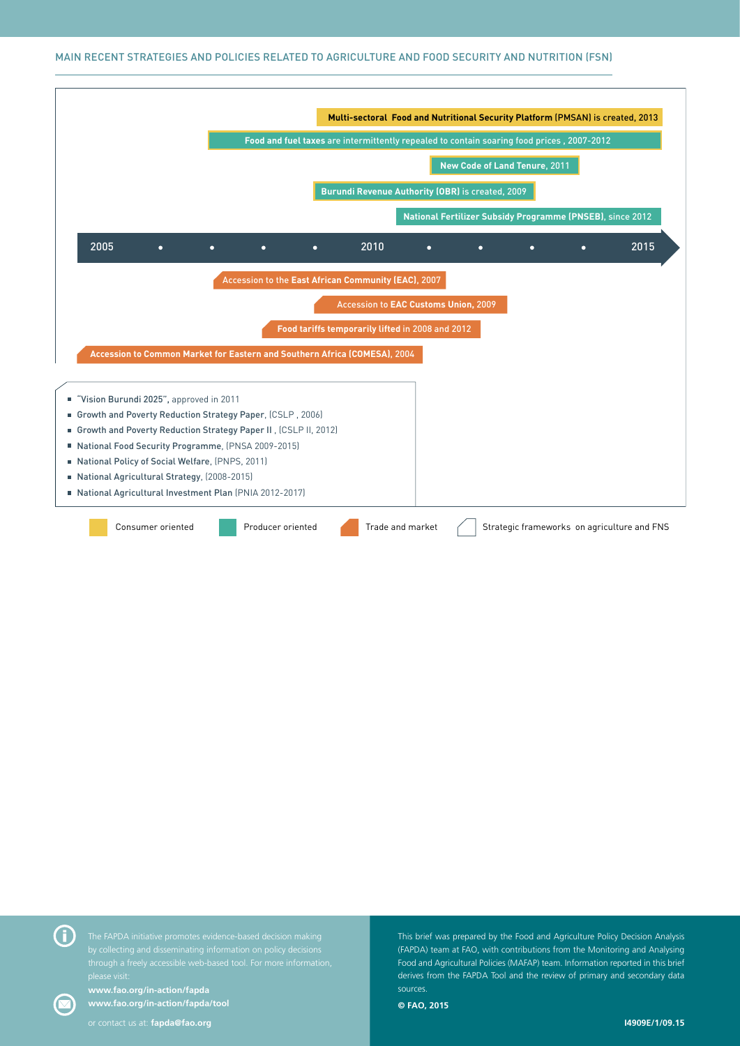MAIN RECENT STRATEGIES AND POLICIES RELATED TO AGRICULTURE AND FOOD SECURITY AND NUTRITION (FSN)

**Multi-sectoral Food and Nutritional Security Platform** (PMSAN) is created, 2013

**Food and fuel taxes** are intermittently repealed to contain soaring food prices , 2007-2012

**New Code of Land Tenure**, 2011

**Burundi Revenue Authority (OBR)** is created, 2009

**National Fertilizer Subsidy Programme (PNSEB)**, since 2012

2005 • • • • 2010 • • • • 2015

Accession to the **East African Community (EAC)**, 2007

Accession to **EAC Customs Union**, 2009

**Food tariffs temporarily lifted** in 2008 and 2012

**Accession to Common Market for Eastern and Southern Africa (COMESA)**, 2004

- "Vision Burundi 2025", approved in 2011
- Growth and Poverty Reduction Strategy Paper, (CSLP , 2006)
- Growth and Poverty Reduction Strategy Paper II , (CSLP II, 2012)
- National Food Security Programme, (PNSA 2009-2015)
- National Policy of Social Welfare, (PNPS, 2011)
- National Agricultural Strategy, (2008-2015)
- National Agricultural Investment Plan (PNIA 2012-2017)

Consumer oriented | Producer oriented | Trade and market | Strategic frameworks on agriculture and FNS

The FAPDA initiative promotes evidence-based decision making by collecting and disseminating information on policy decisions through a freely accessible web-based tool. For more information, please visit:

**www.fao.org/in-action/fapda**
**www.fao.org/in-action/fapda/tool**

or contact us at: **fapda@fao.org**

This brief was prepared by the Food and Agriculture Policy Decision Analysis (FAPDA) team at FAO, with contributions from the Monitoring and Analysing Food and Agricultural Policies (MAFAP) team. Information reported in this brief derives from the FAPDA Tool and the review of primary and secondary data sources.

**© FAO, 2015**

**I4909E/1/09.15**